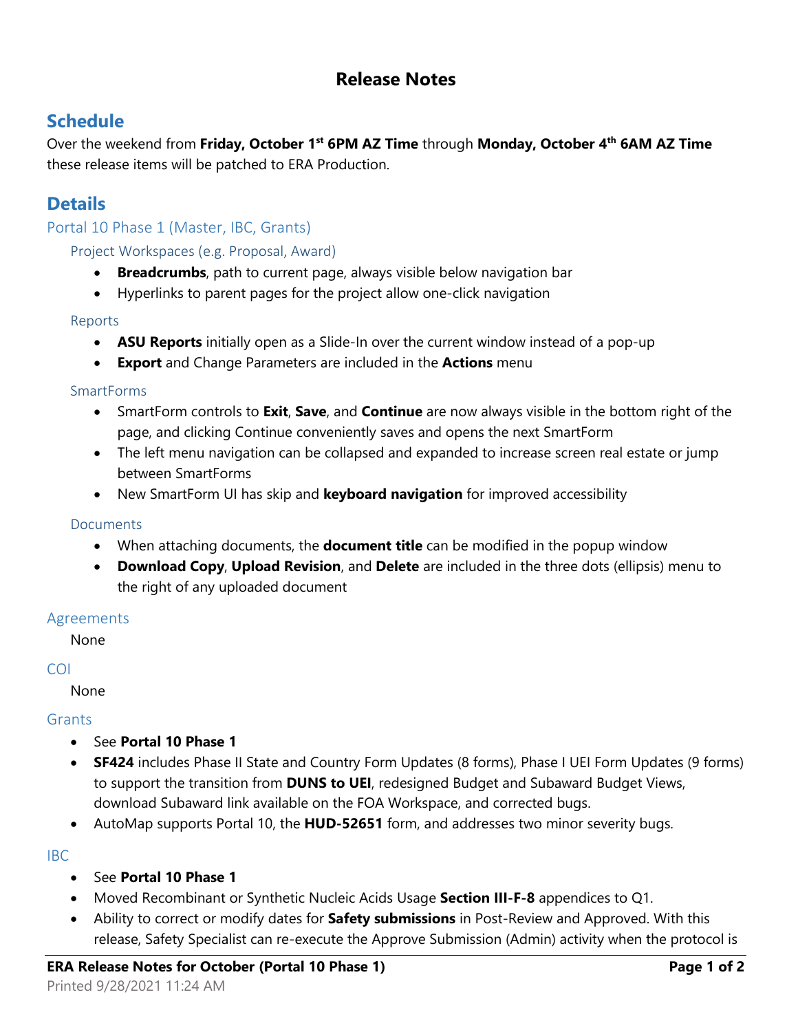# Release Notes

## Schedule

Over the weekend from **Friday, October 1st 6PM AZ Time** through **Monday, October 4th 6AM AZ Time** these release items will be patched to ERA Production.

## Details

### Portal 10 Phase 1 (Master, IBC, Grants)

#### Project Workspaces (e.g. Proposal, Award)

- **Breadcrumbs**, path to current page, always visible below navigation bar
- Hyperlinks to parent pages for the project allow one-click navigation

#### Reports

- **ASU Reports** initially open as a Slide-In over the current window instead of a pop-up
- **Export** and Change Parameters are included in the **Actions** menu

#### SmartForms

- SmartForm controls to **Exit**, **Save**, and **Continue** are now always visible in the bottom right of the page, and clicking Continue conveniently saves and opens the next SmartForm
- The left menu navigation can be collapsed and expanded to increase screen real estate or jump between SmartForms
- New SmartForm UI has skip and **keyboard navigation** for improved accessibility

#### Documents

- When attaching documents, the **document title** can be modified in the popup window
- **Download Copy**, **Upload Revision**, and **Delete** are included in the three dots (ellipsis) menu to the right of any uploaded document

### Agreements

None

### COI

None

### Grants

- See **Portal 10 Phase 1**
- **SF424** includes Phase II State and Country Form Updates (8 forms), Phase I UEI Form Updates (9 forms) to support the transition from **DUNS to UEI**, redesigned Budget and Subaward Budget Views, download Subaward link available on the FOA Workspace, and corrected bugs.
- AutoMap supports Portal 10, the **HUD-52651** form, and addresses two minor severity bugs.

### IBC

- See **Portal 10 Phase 1**
- Moved Recombinant or Synthetic Nucleic Acids Usage **Section III-F-8** appendices to Q1.
- Ability to correct or modify dates for **Safety submissions** in Post-Review and Approved. With this release, Safety Specialist can re-execute the Approve Submission (Admin) activity when the protocol is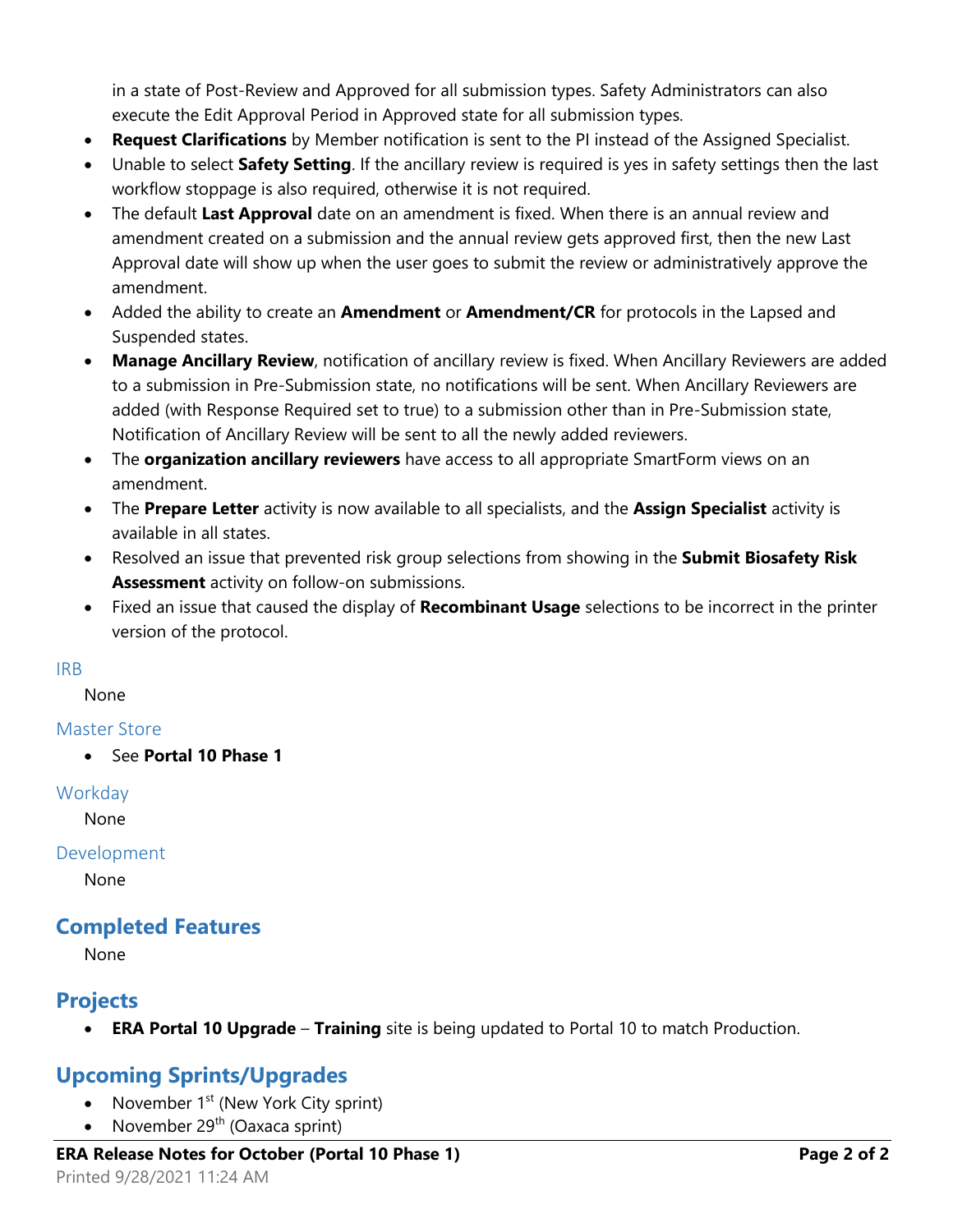in a state of Post-Review and Approved for all submission types. Safety Administrators can also execute the Edit Approval Period in Approved state for all submission types.

- **Request Clarifications** by Member notification is sent to the PI instead of the Assigned Specialist.
- Unable to select **Safety Setting**. If the ancillary review is required is yes in safety settings then the last workflow stoppage is also required, otherwise it is not required.
- The default **Last Approval** date on an amendment is fixed. When there is an annual review and amendment created on a submission and the annual review gets approved first, then the new Last Approval date will show up when the user goes to submit the review or administratively approve the amendment.
- Added the ability to create an **Amendment** or **Amendment/CR** for protocols in the Lapsed and Suspended states.
- **Manage Ancillary Review**, notification of ancillary review is fixed. When Ancillary Reviewers are added to a submission in Pre-Submission state, no notifications will be sent. When Ancillary Reviewers are added (with Response Required set to true) to a submission other than in Pre-Submission state, Notification of Ancillary Review will be sent to all the newly added reviewers.
- The **organization ancillary reviewers** have access to all appropriate SmartForm views on an amendment.
- The **Prepare Letter** activity is now available to all specialists, and the **Assign Specialist** activity is available in all states.
- Resolved an issue that prevented risk group selections from showing in the **Submit Biosafety Risk Assessment** activity on follow-on submissions.
- Fixed an issue that caused the display of **Recombinant Usage** selections to be incorrect in the printer version of the protocol.

### IRB

None

### Master Store

- See **Portal 10 Phase 1**

### Workday

None

### Development

None

## Completed Features

None

## Projects

- **ERA Portal 10 Upgrade** – **Training** site is being updated to Portal 10 to match Production.

## Upcoming Sprints/Upgrades

- November 1st (New York City sprint)
- November 29th (Oaxaca sprint)